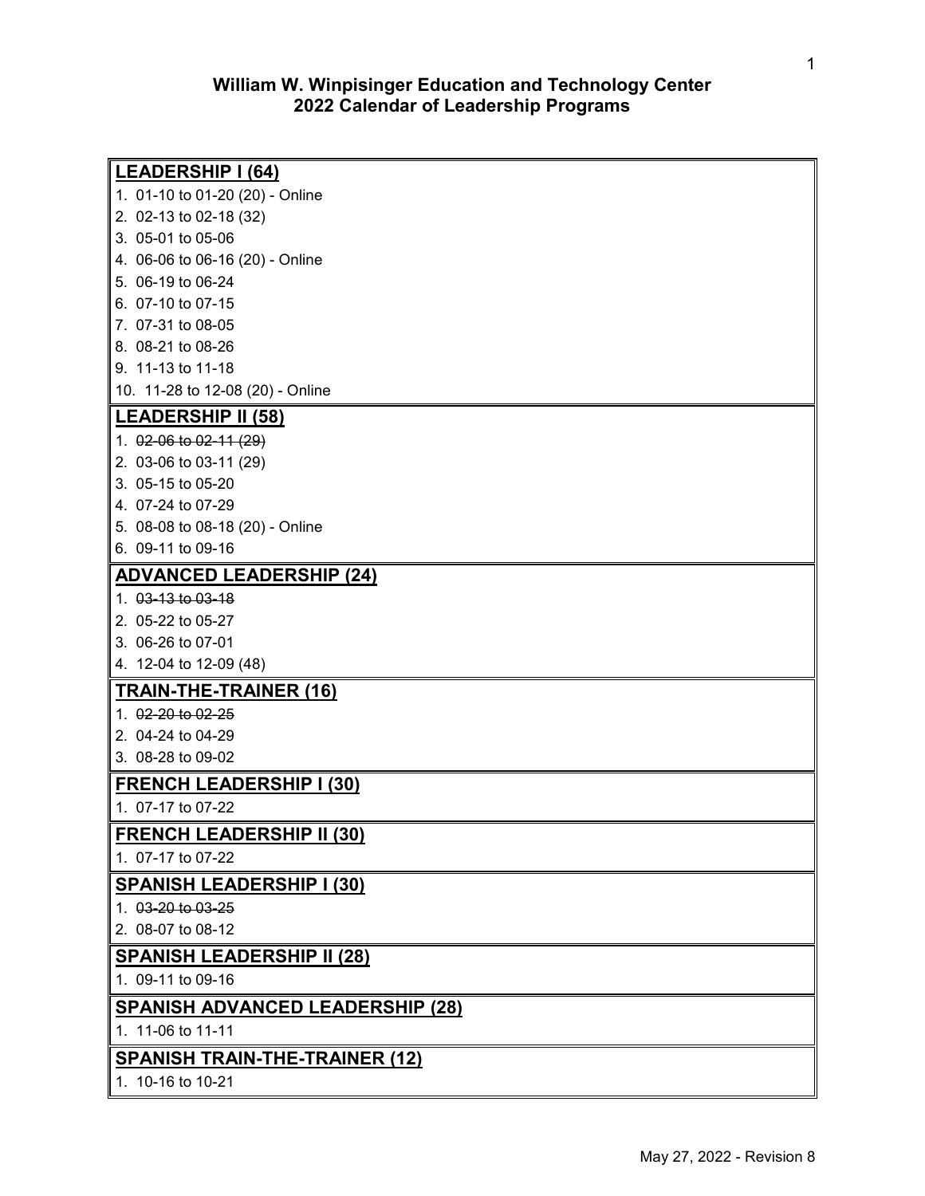# William W. Winpisinger Education and Technology Center
## 2022 Calendar of Leadership Programs

### LEADERSHIP I (64)

1. 01-10 to 01-20 (20) - Online
2. 02-13 to 02-18 (32)
3. 05-01 to 05-06
4. 06-06 to 06-16 (20) - Online
5. 06-19 to 06-24
6. 07-10 to 07-15
7. 07-31 to 08-05
8. 08-21 to 08-26
9. 11-13 to 11-18
10. 11-28 to 12-08 (20) - Online

### LEADERSHIP II (58)

1. ~~02-06 to 02-11 (29)~~
2. 03-06 to 03-11 (29)
3. 05-15 to 05-20
4. 07-24 to 07-29
5. 08-08 to 08-18 (20) - Online
6. 09-11 to 09-16

### ADVANCED LEADERSHIP (24)

1. ~~03-13 to 03-18~~
2. 05-22 to 05-27
3. 06-26 to 07-01
4. 12-04 to 12-09 (48)

### TRAIN-THE-TRAINER (16)

1. ~~02-20 to 02-25~~
2. 04-24 to 04-29
3. 08-28 to 09-02

### FRENCH LEADERSHIP I (30)

1. 07-17 to 07-22

### FRENCH LEADERSHIP II (30)

1. 07-17 to 07-22

### SPANISH LEADERSHIP I (30)

1. ~~03-20 to 03-25~~
2. 08-07 to 08-12

### SPANISH LEADERSHIP II (28)

1. 09-11 to 09-16

### SPANISH ADVANCED LEADERSHIP (28)

1. 11-06 to 11-11

### SPANISH TRAIN-THE-TRAINER (12)

1. 10-16 to 10-21

May 27, 2022 - Revision 8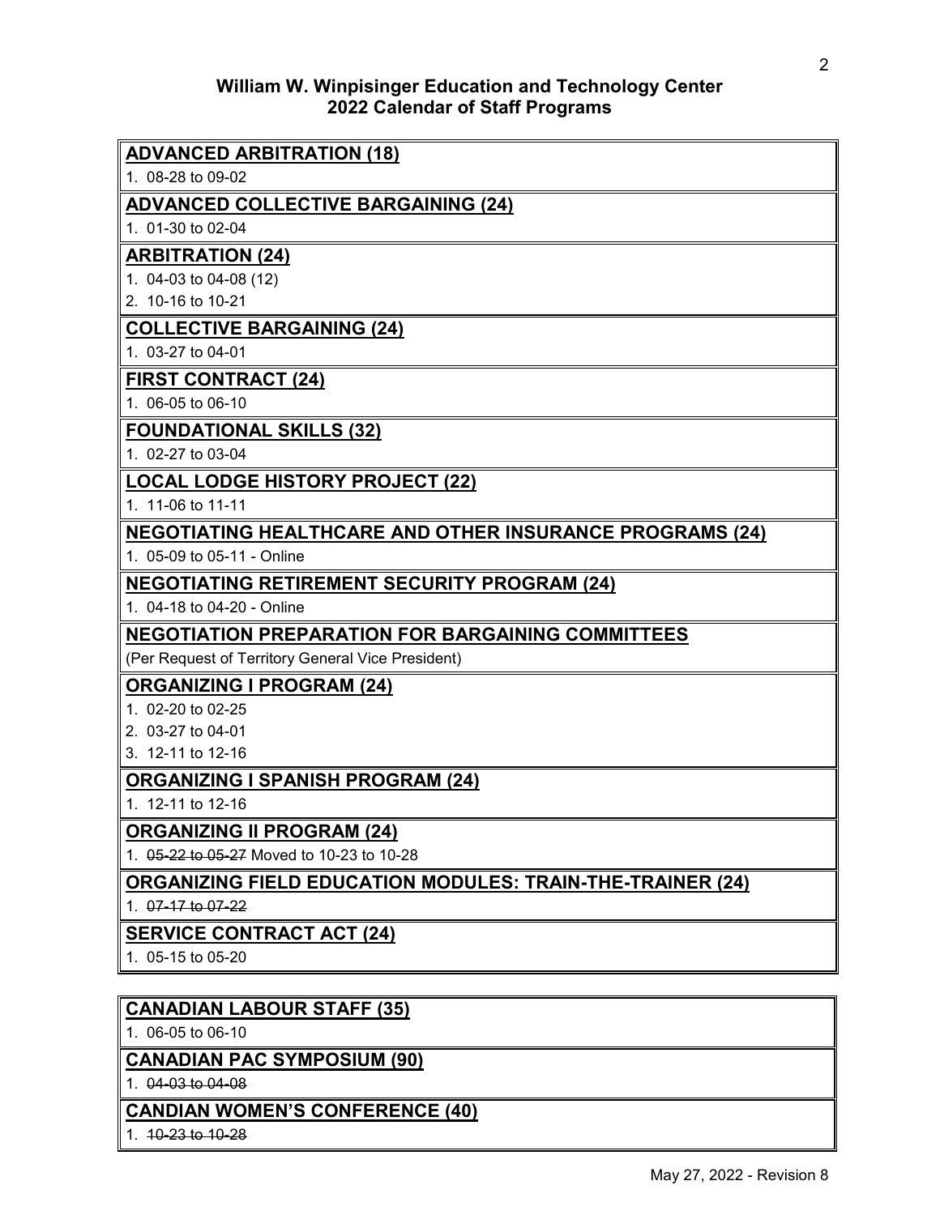# William W. Winpisinger Education and Technology Center
## 2022 Calendar of Staff Programs

**ADVANCED ARBITRATION (18)**

1. 08-28 to 09-02

**ADVANCED COLLECTIVE BARGAINING (24)**

1. 01-30 to 02-04

**ARBITRATION (24)**

1. 04-03 to 04-08 (12)
2. 10-16 to 10-21

**COLLECTIVE BARGAINING (24)**

1. 03-27 to 04-01

**FIRST CONTRACT (24)**

1. 06-05 to 06-10

**FOUNDATIONAL SKILLS (32)**

1. 02-27 to 03-04

**LOCAL LODGE HISTORY PROJECT (22)**

1. 11-06 to 11-11

**NEGOTIATING HEALTHCARE AND OTHER INSURANCE PROGRAMS (24)**

1. 05-09 to 05-11 - Online

**NEGOTIATING RETIREMENT SECURITY PROGRAM (24)**

1. 04-18 to 04-20 - Online

**NEGOTIATION PREPARATION FOR BARGAINING COMMITTEES**

(Per Request of Territory General Vice President)

**ORGANIZING I PROGRAM (24)**

1. 02-20 to 02-25
2. 03-27 to 04-01
3. 12-11 to 12-16

**ORGANIZING I SPANISH PROGRAM (24)**

1. 12-11 to 12-16

**ORGANIZING II PROGRAM (24)**

1. ~~05-22 to 05-27~~ Moved to 10-23 to 10-28

**ORGANIZING FIELD EDUCATION MODULES: TRAIN-THE-TRAINER (24)**

1. ~~07-17 to 07-22~~

**SERVICE CONTRACT ACT (24)**

1. 05-15 to 05-20

**CANADIAN LABOUR STAFF (35)**

1. 06-05 to 06-10

**CANADIAN PAC SYMPOSIUM (90)**

1. ~~04-03 to 04-08~~

**CANDIAN WOMEN'S CONFERENCE (40)**

1. ~~10-23 to 10-28~~

May 27, 2022 - Revision 8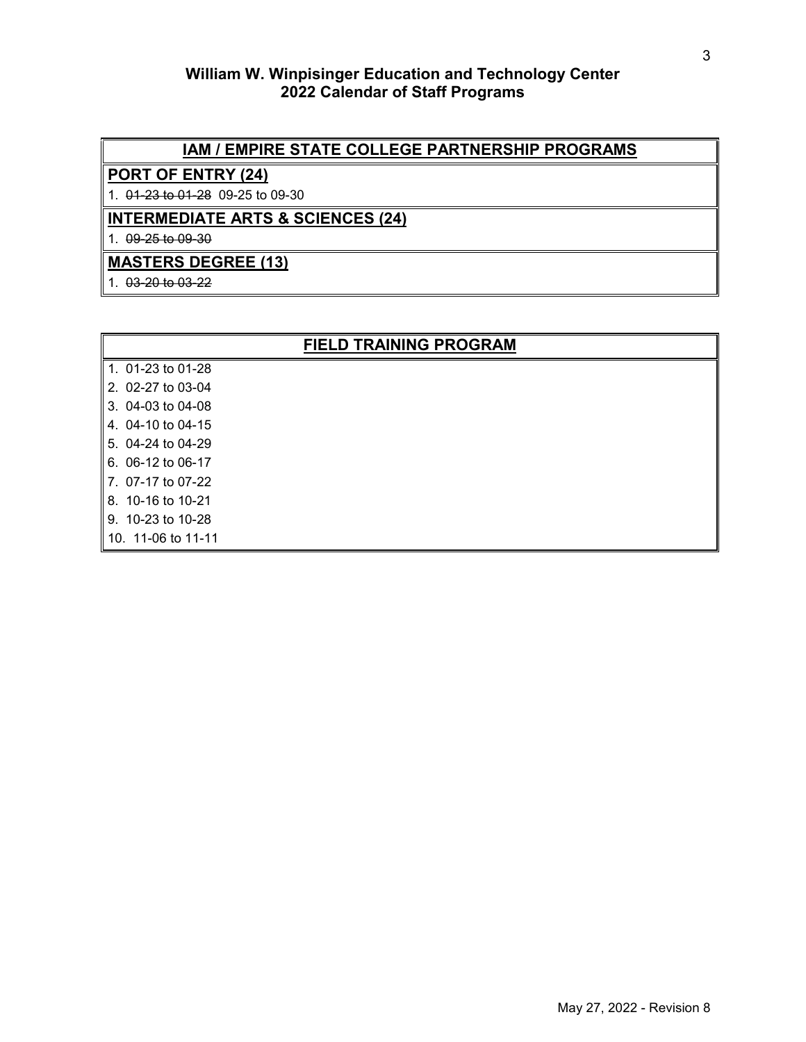**William W. Winpisinger Education and Technology Center**
**2022 Calendar of Staff Programs**

## IAM / EMPIRE STATE COLLEGE PARTNERSHIP PROGRAMS

### PORT OF ENTRY (24)

1. ~~01-23 to 01-28~~ 09-25 to 09-30

### INTERMEDIATE ARTS & SCIENCES (24)

1. ~~09-25 to 09-30~~

### MASTERS DEGREE (13)

1. ~~03-20 to 03-22~~

## FIELD TRAINING PROGRAM

1. 01-23 to 01-28
2. 02-27 to 03-04
3. 04-03 to 04-08
4. 04-10 to 04-15
5. 04-24 to 04-29
6. 06-12 to 06-17
7. 07-17 to 07-22
8. 10-16 to 10-21
9. 10-23 to 10-28
10. 11-06 to 11-11

May 27, 2022 - Revision 8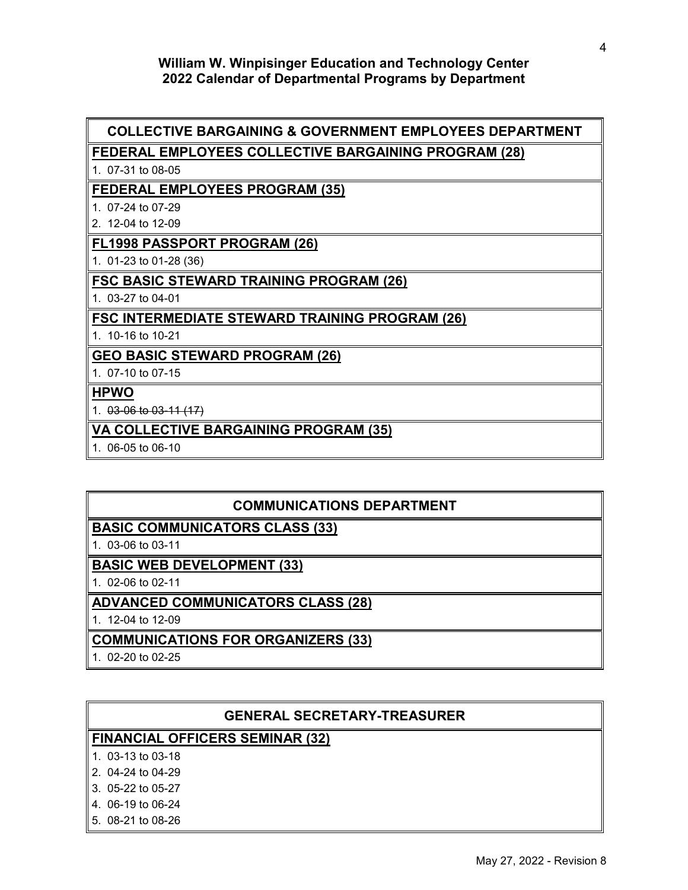# William W. Winpisinger Education and Technology Center
# 2022 Calendar of Departmental Programs by Department

## COLLECTIVE BARGAINING & GOVERNMENT EMPLOYEES DEPARTMENT

**FEDERAL EMPLOYEES COLLECTIVE BARGAINING PROGRAM (28)**

1. 07-31 to 08-05

**FEDERAL EMPLOYEES PROGRAM (35)**

1. 07-24 to 07-29
2. 12-04 to 12-09

**FL1998 PASSPORT PROGRAM (26)**

1. 01-23 to 01-28 (36)

**FSC BASIC STEWARD TRAINING PROGRAM (26)**

1. 03-27 to 04-01

**FSC INTERMEDIATE STEWARD TRAINING PROGRAM (26)**

1. 10-16 to 10-21

**GEO BASIC STEWARD PROGRAM (26)**

1. 07-10 to 07-15

**HPWO**

1. ~~03-06 to 03-11 (17)~~

**VA COLLECTIVE BARGAINING PROGRAM (35)**

1. 06-05 to 06-10

## COMMUNICATIONS DEPARTMENT

**BASIC COMMUNICATORS CLASS (33)**

1. 03-06 to 03-11

**BASIC WEB DEVELOPMENT (33)**

1. 02-06 to 02-11

**ADVANCED COMMUNICATORS CLASS (28)**

1. 12-04 to 12-09

**COMMUNICATIONS FOR ORGANIZERS (33)**

1. 02-20 to 02-25

## GENERAL SECRETARY-TREASURER

**FINANCIAL OFFICERS SEMINAR (32)**

1. 03-13 to 03-18
2. 04-24 to 04-29
3. 05-22 to 05-27
4. 06-19 to 06-24
5. 08-21 to 08-26

May 27, 2022 - Revision 8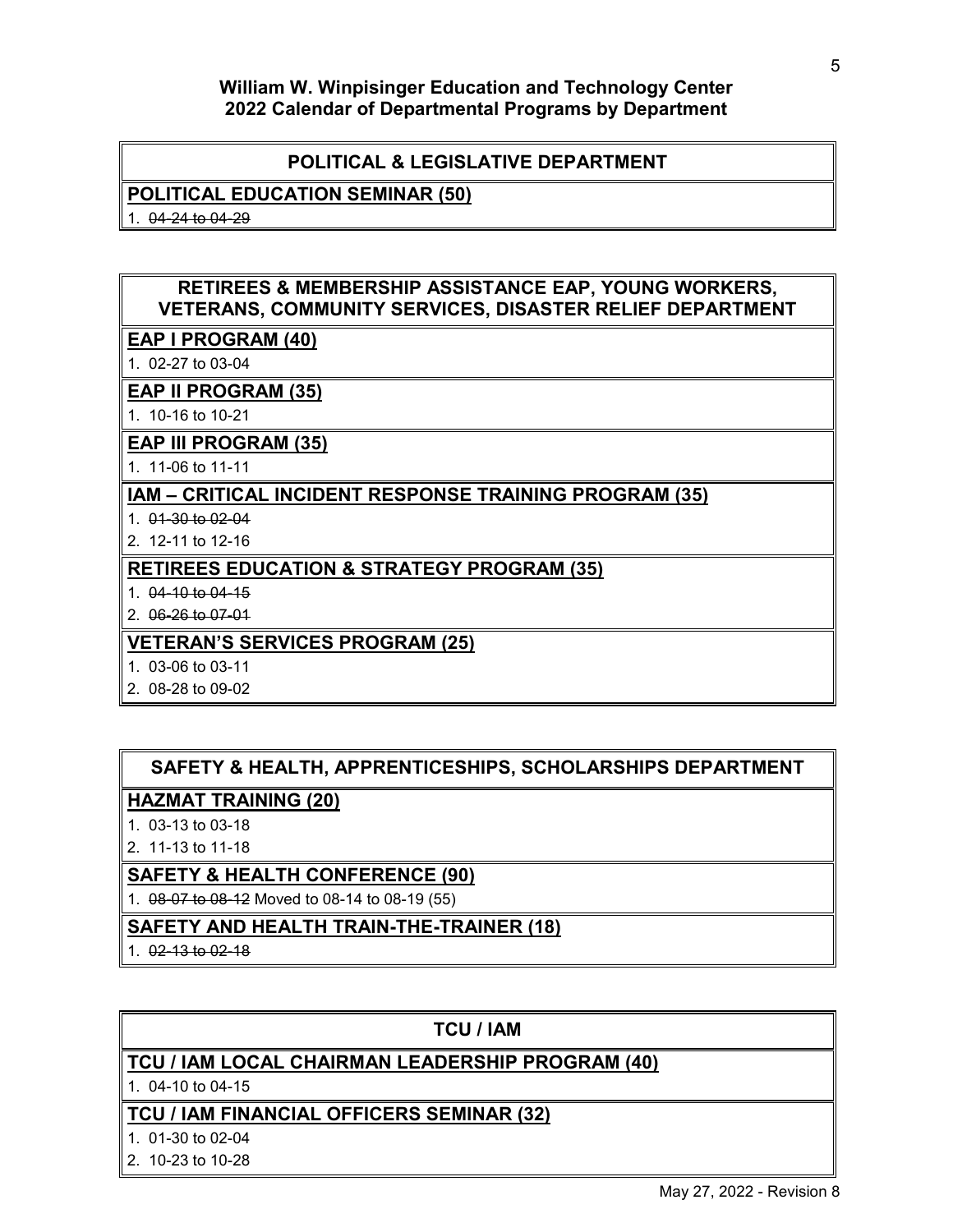# William W. Winpisinger Education and Technology Center
## 2022 Calendar of Departmental Programs by Department

### POLITICAL & LEGISLATIVE DEPARTMENT

**POLITICAL EDUCATION SEMINAR (50)**

1. ~~04-24 to 04-29~~

### RETIREES & MEMBERSHIP ASSISTANCE EAP, YOUNG WORKERS, VETERANS, COMMUNITY SERVICES, DISASTER RELIEF DEPARTMENT

**EAP I PROGRAM (40)**

1. 02-27 to 03-04

**EAP II PROGRAM (35)**

1. 10-16 to 10-21

**EAP III PROGRAM (35)**

1. 11-06 to 11-11

**IAM – CRITICAL INCIDENT RESPONSE TRAINING PROGRAM (35)**

1. ~~01-30 to 02-04~~
2. 12-11 to 12-16

**RETIREES EDUCATION & STRATEGY PROGRAM (35)**

1. ~~04-10 to 04-15~~
2. ~~06-26 to 07-01~~

**VETERAN'S SERVICES PROGRAM (25)**

1. 03-06 to 03-11
2. 08-28 to 09-02

### SAFETY & HEALTH, APPRENTICESHIPS, SCHOLARSHIPS DEPARTMENT

**HAZMAT TRAINING (20)**

1. 03-13 to 03-18
2. 11-13 to 11-18

**SAFETY & HEALTH CONFERENCE (90)**

1. ~~08-07 to 08-12~~ Moved to 08-14 to 08-19 (55)

**SAFETY AND HEALTH TRAIN-THE-TRAINER (18)**

1. ~~02-13 to 02-18~~

### TCU / IAM

**TCU / IAM LOCAL CHAIRMAN LEADERSHIP PROGRAM (40)**

1. 04-10 to 04-15

**TCU / IAM FINANCIAL OFFICERS SEMINAR (32)**

1. 01-30 to 02-04
2. 10-23 to 10-28

May 27, 2022 - Revision 8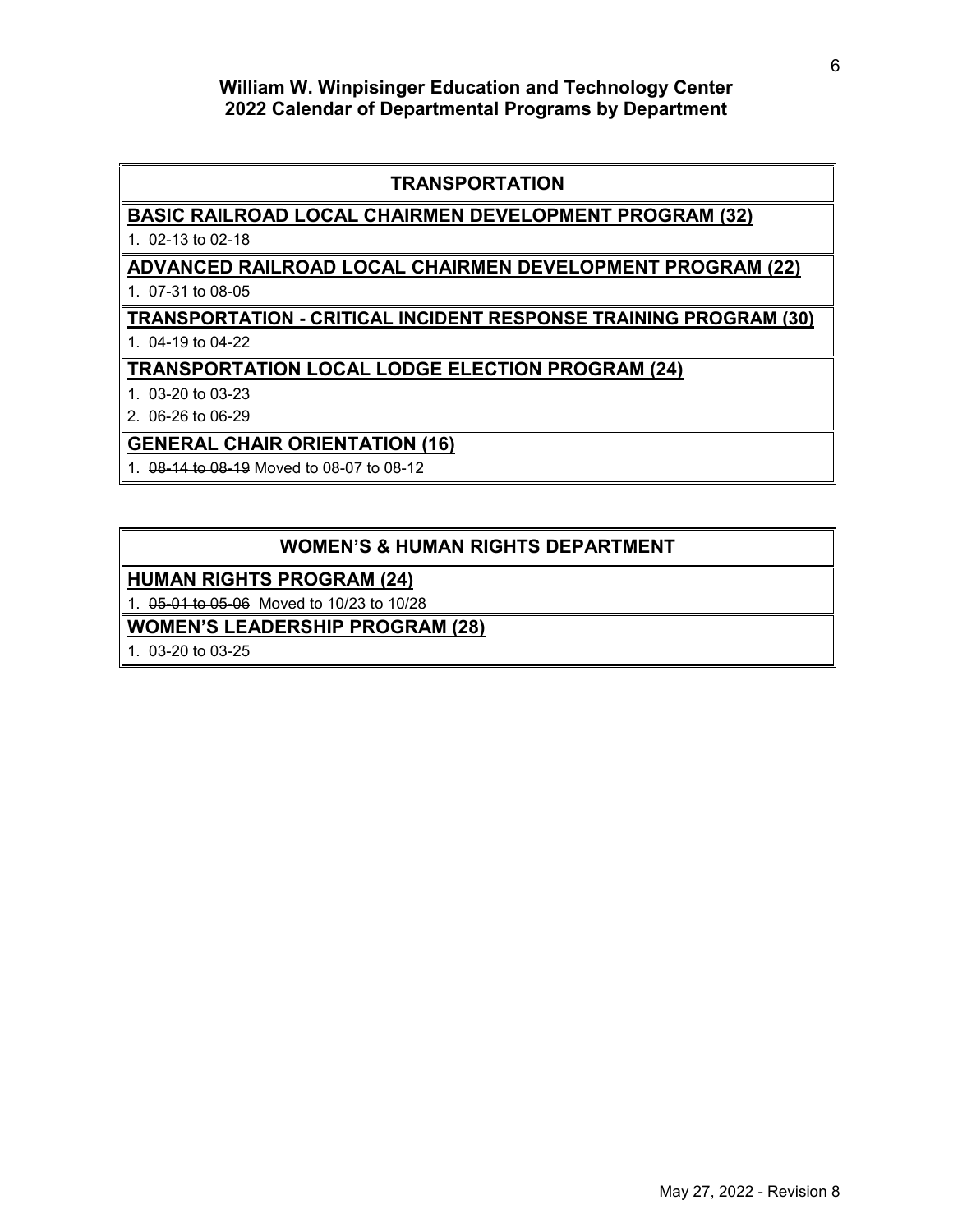**William W. Winpisinger Education and Technology Center**
**2022 Calendar of Departmental Programs by Department**

## TRANSPORTATION

**BASIC RAILROAD LOCAL CHAIRMEN DEVELOPMENT PROGRAM (32)**

1. 02-13 to 02-18

**ADVANCED RAILROAD LOCAL CHAIRMEN DEVELOPMENT PROGRAM (22)**

1. 07-31 to 08-05

**TRANSPORTATION - CRITICAL INCIDENT RESPONSE TRAINING PROGRAM (30)**

1. 04-19 to 04-22

**TRANSPORTATION LOCAL LODGE ELECTION PROGRAM (24)**

1. 03-20 to 03-23
2. 06-26 to 06-29

**GENERAL CHAIR ORIENTATION (16)**

1. ~~08-14 to 08-19~~ Moved to 08-07 to 08-12

## WOMEN'S & HUMAN RIGHTS DEPARTMENT

**HUMAN RIGHTS PROGRAM (24)**

1. ~~05-01 to 05-06~~ Moved to 10/23 to 10/28

**WOMEN'S LEADERSHIP PROGRAM (28)**

1. 03-20 to 03-25

May 27, 2022 - Revision 8